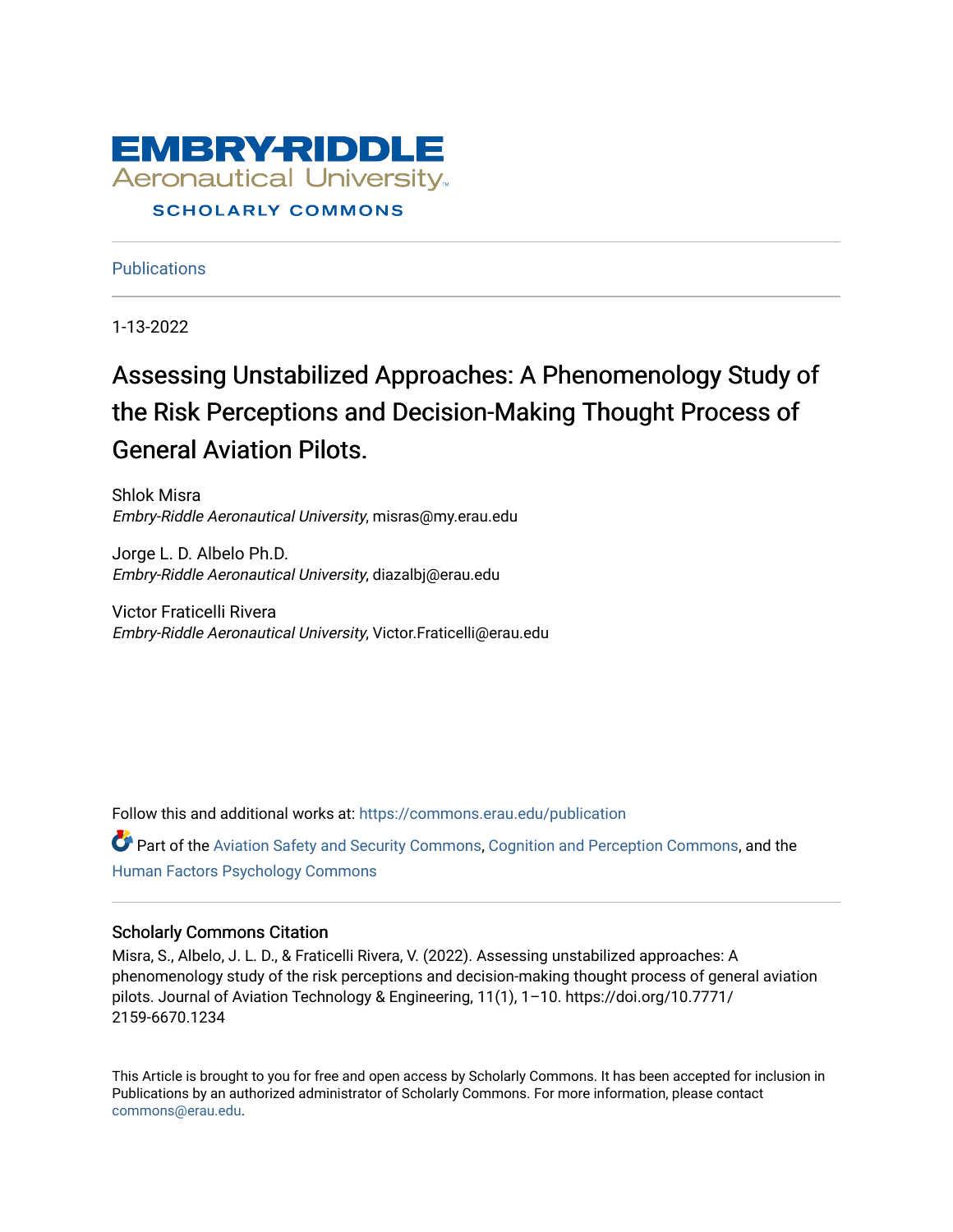EMBRY-RIDDLE Aeronautical University

SCHOLARLY COMMONS

Publications

1-13-2022

# Assessing Unstabilized Approaches: A Phenomenology Study of the Risk Perceptions and Decision-Making Thought Process of General Aviation Pilots.

Shlok Misra
*Embry-Riddle Aeronautical University*, misras@my.erau.edu

Jorge L. D. Albelo Ph.D.
*Embry-Riddle Aeronautical University*, diazalbj@erau.edu

Victor Fraticelli Rivera
*Embry-Riddle Aeronautical University*, Victor.Fraticelli@erau.edu

Follow this and additional works at: https://commons.erau.edu/publication

Part of the Aviation Safety and Security Commons, Cognition and Perception Commons, and the Human Factors Psychology Commons

## Scholarly Commons Citation

Misra, S., Albelo, J. L. D., & Fraticelli Rivera, V. (2022). Assessing unstabilized approaches: A phenomenology study of the risk perceptions and decision-making thought process of general aviation pilots. Journal of Aviation Technology & Engineering, 11(1), 1–10. https://doi.org/10.7771/2159-6670.1234

This Article is brought to you for free and open access by Scholarly Commons. It has been accepted for inclusion in Publications by an authorized administrator of Scholarly Commons. For more information, please contact commons@erau.edu.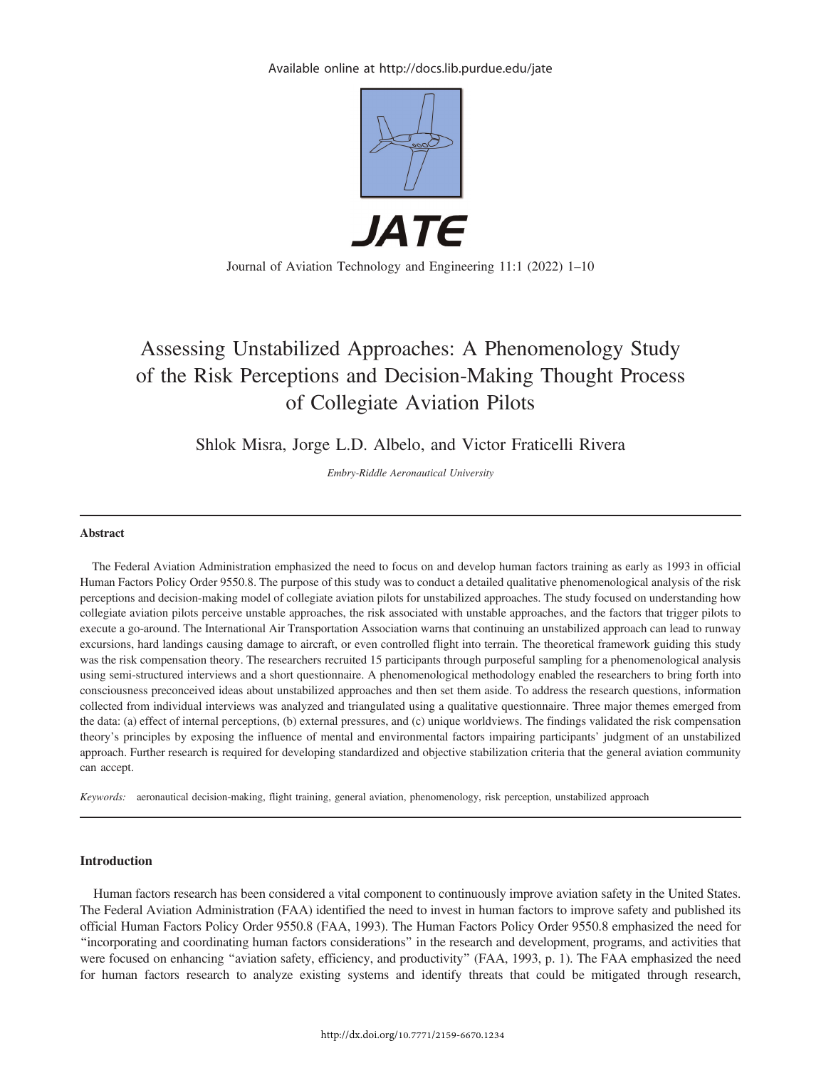Available online at http://docs.lib.purdue.edu/jate

# Assessing Unstabilized Approaches: A Phenomenology Study of the Risk Perceptions and Decision-Making Thought Process of Collegiate Aviation Pilots

Shlok Misra, Jorge L.D. Albelo, and Victor Fraticelli Rivera

*Embry-Riddle Aeronautical University*

---

### Abstract

The Federal Aviation Administration emphasized the need to focus on and develop human factors training as early as 1993 in official Human Factors Policy Order 9550.8. The purpose of this study was to conduct a detailed qualitative phenomenological analysis of the risk perceptions and decision-making model of collegiate aviation pilots for unstabilized approaches. The study focused on understanding how collegiate aviation pilots perceive unstable approaches, the risk associated with unstable approaches, and the factors that trigger pilots to execute a go-around. The International Air Transportation Association warns that continuing an unstabilized approach can lead to runway excursions, hard landings causing damage to aircraft, or even controlled flight into terrain. The theoretical framework guiding this study was the risk compensation theory. The researchers recruited 15 participants through purposeful sampling for a phenomenological analysis using semi-structured interviews and a short questionnaire. A phenomenological methodology enabled the researchers to bring forth into consciousness preconceived ideas about unstabilized approaches and then set them aside. To address the research questions, information collected from individual interviews was analyzed and triangulated using a qualitative questionnaire. Three major themes emerged from the data: (a) effect of internal perceptions, (b) external pressures, and (c) unique worldviews. The findings validated the risk compensation theory's principles by exposing the influence of mental and environmental factors impairing participants' judgment of an unstabilized approach. Further research is required for developing standardized and objective stabilization criteria that the general aviation community can accept.

*Keywords:* aeronautical decision-making, flight training, general aviation, phenomenology, risk perception, unstabilized approach

---

### Introduction

Human factors research has been considered a vital component to continuously improve aviation safety in the United States. The Federal Aviation Administration (FAA) identified the need to invest in human factors to improve safety and published its official Human Factors Policy Order 9550.8 (FAA, 1993). The Human Factors Policy Order 9550.8 emphasized the need for "incorporating and coordinating human factors considerations" in the research and development, programs, and activities that were focused on enhancing "aviation safety, efficiency, and productivity" (FAA, 1993, p. 1). The FAA emphasized the need for human factors research to analyze existing systems and identify threats that could be mitigated through research,

http://dx.doi.org/10.7771/2159-6670.1234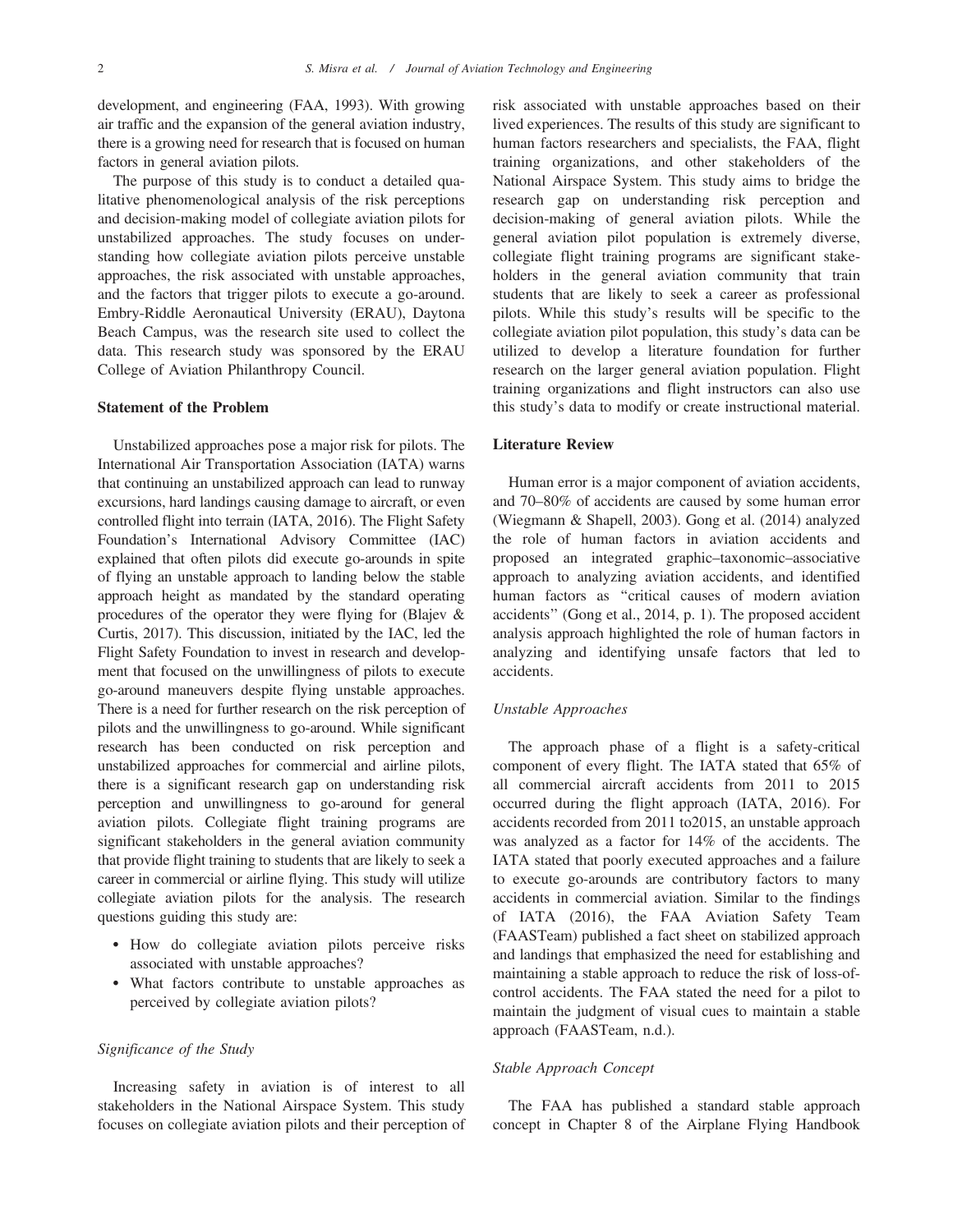development, and engineering (FAA, 1993). With growing air traffic and the expansion of the general aviation industry, there is a growing need for research that is focused on human factors in general aviation pilots.

The purpose of this study is to conduct a detailed qualitative phenomenological analysis of the risk perceptions and decision-making model of collegiate aviation pilots for unstabilized approaches. The study focuses on understanding how collegiate aviation pilots perceive unstable approaches, the risk associated with unstable approaches, and the factors that trigger pilots to execute a go-around. Embry-Riddle Aeronautical University (ERAU), Daytona Beach Campus, was the research site used to collect the data. This research study was sponsored by the ERAU College of Aviation Philanthropy Council.

## Statement of the Problem

Unstabilized approaches pose a major risk for pilots. The International Air Transportation Association (IATA) warns that continuing an unstabilized approach can lead to runway excursions, hard landings causing damage to aircraft, or even controlled flight into terrain (IATA, 2016). The Flight Safety Foundation's International Advisory Committee (IAC) explained that often pilots did execute go-arounds in spite of flying an unstable approach to landing below the stable approach height as mandated by the standard operating procedures of the operator they were flying for (Blajev & Curtis, 2017). This discussion, initiated by the IAC, led the Flight Safety Foundation to invest in research and development that focused on the unwillingness of pilots to execute go-around maneuvers despite flying unstable approaches. There is a need for further research on the risk perception of pilots and the unwillingness to go-around. While significant research has been conducted on risk perception and unstabilized approaches for commercial and airline pilots, there is a significant research gap on understanding risk perception and unwillingness to go-around for general aviation pilots. Collegiate flight training programs are significant stakeholders in the general aviation community that provide flight training to students that are likely to seek a career in commercial or airline flying. This study will utilize collegiate aviation pilots for the analysis. The research questions guiding this study are:

- How do collegiate aviation pilots perceive risks associated with unstable approaches?
- What factors contribute to unstable approaches as perceived by collegiate aviation pilots?

### *Significance of the Study*

Increasing safety in aviation is of interest to all stakeholders in the National Airspace System. This study focuses on collegiate aviation pilots and their perception of risk associated with unstable approaches based on their lived experiences. The results of this study are significant to human factors researchers and specialists, the FAA, flight training organizations, and other stakeholders of the National Airspace System. This study aims to bridge the research gap on understanding risk perception and decision-making of general aviation pilots. While the general aviation pilot population is extremely diverse, collegiate flight training programs are significant stakeholders in the general aviation community that train students that are likely to seek a career as professional pilots. While this study's results will be specific to the collegiate aviation pilot population, this study's data can be utilized to develop a literature foundation for further research on the larger general aviation population. Flight training organizations and flight instructors can also use this study's data to modify or create instructional material.

## Literature Review

Human error is a major component of aviation accidents, and 70–80% of accidents are caused by some human error (Wiegmann & Shapell, 2003). Gong et al. (2014) analyzed the role of human factors in aviation accidents and proposed an integrated graphic–taxonomic–associative approach to analyzing aviation accidents, and identified human factors as "critical causes of modern aviation accidents" (Gong et al., 2014, p. 1). The proposed accident analysis approach highlighted the role of human factors in analyzing and identifying unsafe factors that led to accidents.

### *Unstable Approaches*

The approach phase of a flight is a safety-critical component of every flight. The IATA stated that 65% of all commercial aircraft accidents from 2011 to 2015 occurred during the flight approach (IATA, 2016). For accidents recorded from 2011 to2015, an unstable approach was analyzed as a factor for 14% of the accidents. The IATA stated that poorly executed approaches and a failure to execute go-arounds are contributory factors to many accidents in commercial aviation. Similar to the findings of IATA (2016), the FAA Aviation Safety Team (FAASTeam) published a fact sheet on stabilized approach and landings that emphasized the need for establishing and maintaining a stable approach to reduce the risk of loss-of-control accidents. The FAA stated the need for a pilot to maintain the judgment of visual cues to maintain a stable approach (FAASTeam, n.d.).

### *Stable Approach Concept*

The FAA has published a standard stable approach concept in Chapter 8 of the Airplane Flying Handbook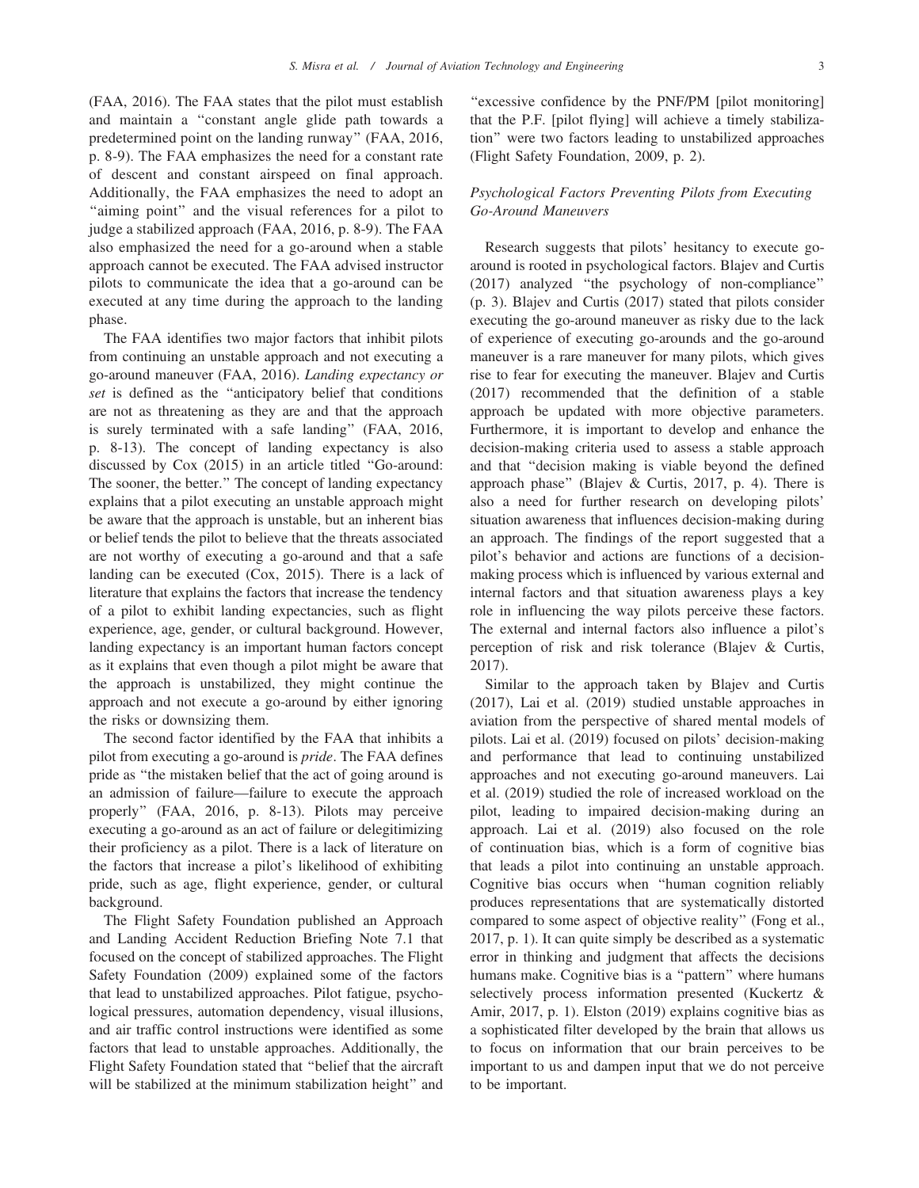(FAA, 2016). The FAA states that the pilot must establish and maintain a "constant angle glide path towards a predetermined point on the landing runway" (FAA, 2016, p. 8-9). The FAA emphasizes the need for a constant rate of descent and constant airspeed on final approach. Additionally, the FAA emphasizes the need to adopt an "aiming point" and the visual references for a pilot to judge a stabilized approach (FAA, 2016, p. 8-9). The FAA also emphasized the need for a go-around when a stable approach cannot be executed. The FAA advised instructor pilots to communicate the idea that a go-around can be executed at any time during the approach to the landing phase.

The FAA identifies two major factors that inhibit pilots from continuing an unstable approach and not executing a go-around maneuver (FAA, 2016). *Landing expectancy or set* is defined as the "anticipatory belief that conditions are not as threatening as they are and that the approach is surely terminated with a safe landing" (FAA, 2016, p. 8-13). The concept of landing expectancy is also discussed by Cox (2015) in an article titled "Go-around: The sooner, the better." The concept of landing expectancy explains that a pilot executing an unstable approach might be aware that the approach is unstable, but an inherent bias or belief tends the pilot to believe that the threats associated are not worthy of executing a go-around and that a safe landing can be executed (Cox, 2015). There is a lack of literature that explains the factors that increase the tendency of a pilot to exhibit landing expectancies, such as flight experience, age, gender, or cultural background. However, landing expectancy is an important human factors concept as it explains that even though a pilot might be aware that the approach is unstabilized, they might continue the approach and not execute a go-around by either ignoring the risks or downsizing them.

The second factor identified by the FAA that inhibits a pilot from executing a go-around is *pride*. The FAA defines pride as "the mistaken belief that the act of going around is an admission of failure—failure to execute the approach properly" (FAA, 2016, p. 8-13). Pilots may perceive executing a go-around as an act of failure or delegitimizing their proficiency as a pilot. There is a lack of literature on the factors that increase a pilot's likelihood of exhibiting pride, such as age, flight experience, gender, or cultural background.

The Flight Safety Foundation published an Approach and Landing Accident Reduction Briefing Note 7.1 that focused on the concept of stabilized approaches. The Flight Safety Foundation (2009) explained some of the factors that lead to unstabilized approaches. Pilot fatigue, psychological pressures, automation dependency, visual illusions, and air traffic control instructions were identified as some factors that lead to unstable approaches. Additionally, the Flight Safety Foundation stated that "belief that the aircraft will be stabilized at the minimum stabilization height" and "excessive confidence by the PNF/PM [pilot monitoring] that the P.F. [pilot flying] will achieve a timely stabilization" were two factors leading to unstabilized approaches (Flight Safety Foundation, 2009, p. 2).

### *Psychological Factors Preventing Pilots from Executing Go-Around Maneuvers*

Research suggests that pilots' hesitancy to execute go-around is rooted in psychological factors. Blajev and Curtis (2017) analyzed "the psychology of non-compliance" (p. 3). Blajev and Curtis (2017) stated that pilots consider executing the go-around maneuver as risky due to the lack of experience of executing go-arounds and the go-around maneuver is a rare maneuver for many pilots, which gives rise to fear for executing the maneuver. Blajev and Curtis (2017) recommended that the definition of a stable approach be updated with more objective parameters. Furthermore, it is important to develop and enhance the decision-making criteria used to assess a stable approach and that "decision making is viable beyond the defined approach phase" (Blajev & Curtis, 2017, p. 4). There is also a need for further research on developing pilots' situation awareness that influences decision-making during an approach. The findings of the report suggested that a pilot's behavior and actions are functions of a decision-making process which is influenced by various external and internal factors and that situation awareness plays a key role in influencing the way pilots perceive these factors. The external and internal factors also influence a pilot's perception of risk and risk tolerance (Blajev & Curtis, 2017).

Similar to the approach taken by Blajev and Curtis (2017), Lai et al. (2019) studied unstable approaches in aviation from the perspective of shared mental models of pilots. Lai et al. (2019) focused on pilots' decision-making and performance that lead to continuing unstabilized approaches and not executing go-around maneuvers. Lai et al. (2019) studied the role of increased workload on the pilot, leading to impaired decision-making during an approach. Lai et al. (2019) also focused on the role of continuation bias, which is a form of cognitive bias that leads a pilot into continuing an unstable approach. Cognitive bias occurs when "human cognition reliably produces representations that are systematically distorted compared to some aspect of objective reality" (Fong et al., 2017, p. 1). It can quite simply be described as a systematic error in thinking and judgment that affects the decisions humans make. Cognitive bias is a "pattern" where humans selectively process information presented (Kuckertz & Amir, 2017, p. 1). Elston (2019) explains cognitive bias as a sophisticated filter developed by the brain that allows us to focus on information that our brain perceives to be important to us and dampen input that we do not perceive to be important.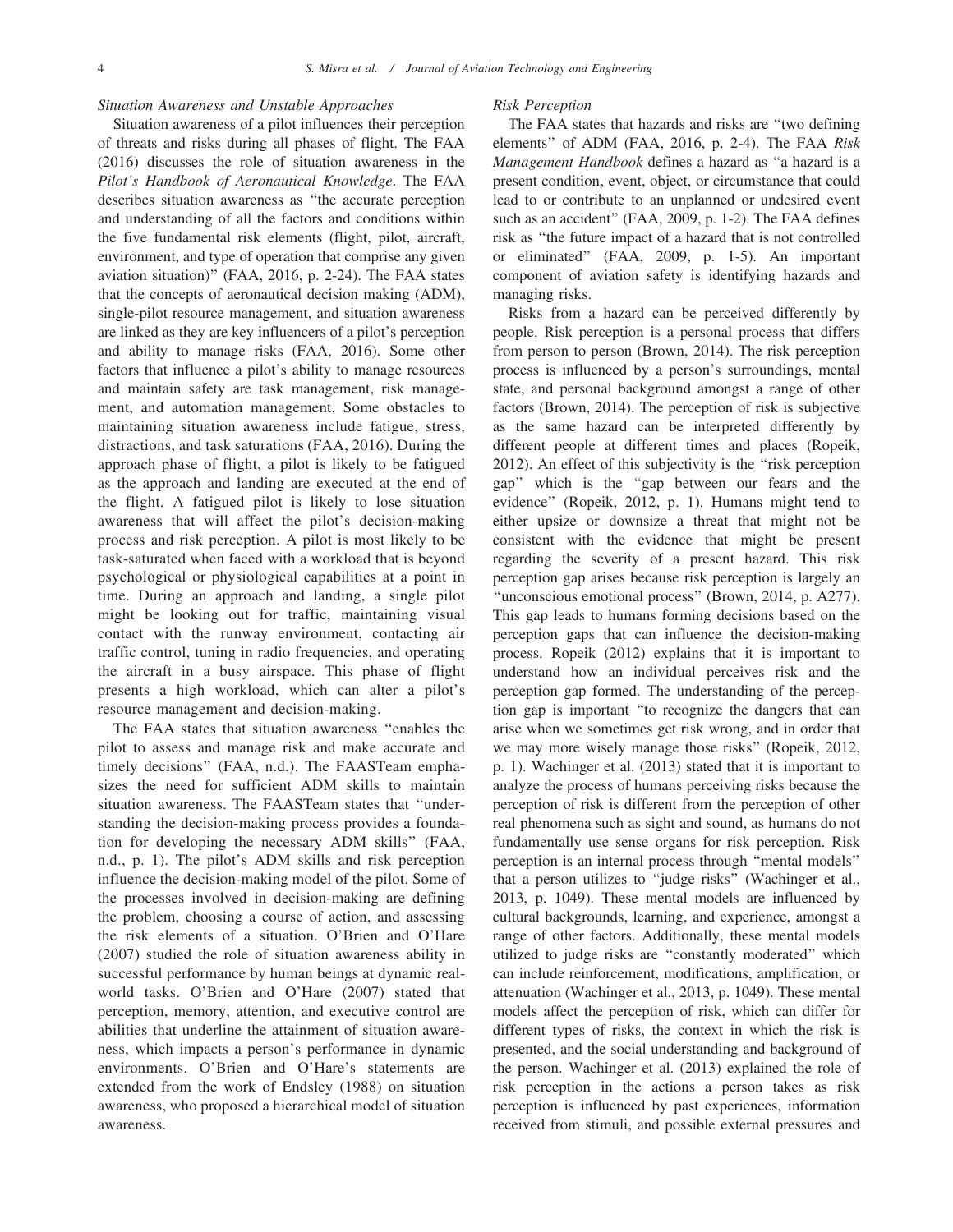### *Situation Awareness and Unstable Approaches*

Situation awareness of a pilot influences their perception of threats and risks during all phases of flight. The FAA (2016) discusses the role of situation awareness in the *Pilot's Handbook of Aeronautical Knowledge*. The FAA describes situation awareness as "the accurate perception and understanding of all the factors and conditions within the five fundamental risk elements (flight, pilot, aircraft, environment, and type of operation that comprise any given aviation situation)" (FAA, 2016, p. 2-24). The FAA states that the concepts of aeronautical decision making (ADM), single-pilot resource management, and situation awareness are linked as they are key influencers of a pilot's perception and ability to manage risks (FAA, 2016). Some other factors that influence a pilot's ability to manage resources and maintain safety are task management, risk management, and automation management. Some obstacles to maintaining situation awareness include fatigue, stress, distractions, and task saturations (FAA, 2016). During the approach phase of flight, a pilot is likely to be fatigued as the approach and landing are executed at the end of the flight. A fatigued pilot is likely to lose situation awareness that will affect the pilot's decision-making process and risk perception. A pilot is most likely to be task-saturated when faced with a workload that is beyond psychological or physiological capabilities at a point in time. During an approach and landing, a single pilot might be looking out for traffic, maintaining visual contact with the runway environment, contacting air traffic control, tuning in radio frequencies, and operating the aircraft in a busy airspace. This phase of flight presents a high workload, which can alter a pilot's resource management and decision-making.

The FAA states that situation awareness "enables the pilot to assess and manage risk and make accurate and timely decisions" (FAA, n.d.). The FAASTeam emphasizes the need for sufficient ADM skills to maintain situation awareness. The FAASTeam states that "understanding the decision-making process provides a foundation for developing the necessary ADM skills" (FAA, n.d., p. 1). The pilot's ADM skills and risk perception influence the decision-making model of the pilot. Some of the processes involved in decision-making are defining the problem, choosing a course of action, and assessing the risk elements of a situation. O'Brien and O'Hare (2007) studied the role of situation awareness ability in successful performance by human beings at dynamic real-world tasks. O'Brien and O'Hare (2007) stated that perception, memory, attention, and executive control are abilities that underline the attainment of situation awareness, which impacts a person's performance in dynamic environments. O'Brien and O'Hare's statements are extended from the work of Endsley (1988) on situation awareness, who proposed a hierarchical model of situation awareness.

### *Risk Perception*

The FAA states that hazards and risks are "two defining elements" of ADM (FAA, 2016, p. 2-4). The FAA *Risk Management Handbook* defines a hazard as "a hazard is a present condition, event, object, or circumstance that could lead to or contribute to an unplanned or undesired event such as an accident" (FAA, 2009, p. 1-2). The FAA defines risk as "the future impact of a hazard that is not controlled or eliminated" (FAA, 2009, p. 1-5). An important component of aviation safety is identifying hazards and managing risks.

Risks from a hazard can be perceived differently by people. Risk perception is a personal process that differs from person to person (Brown, 2014). The risk perception process is influenced by a person's surroundings, mental state, and personal background amongst a range of other factors (Brown, 2014). The perception of risk is subjective as the same hazard can be interpreted differently by different people at different times and places (Ropeik, 2012). An effect of this subjectivity is the "risk perception gap" which is the "gap between our fears and the evidence" (Ropeik, 2012, p. 1). Humans might tend to either upsize or downsize a threat that might not be consistent with the evidence that might be present regarding the severity of a present hazard. This risk perception gap arises because risk perception is largely an "unconscious emotional process" (Brown, 2014, p. A277). This gap leads to humans forming decisions based on the perception gaps that can influence the decision-making process. Ropeik (2012) explains that it is important to understand how an individual perceives risk and the perception gap formed. The understanding of the perception gap is important "to recognize the dangers that can arise when we sometimes get risk wrong, and in order that we may more wisely manage those risks" (Ropeik, 2012, p. 1). Wachinger et al. (2013) stated that it is important to analyze the process of humans perceiving risks because the perception of risk is different from the perception of other real phenomena such as sight and sound, as humans do not fundamentally use sense organs for risk perception. Risk perception is an internal process through "mental models" that a person utilizes to "judge risks" (Wachinger et al., 2013, p. 1049). These mental models are influenced by cultural backgrounds, learning, and experience, amongst a range of other factors. Additionally, these mental models utilized to judge risks are "constantly moderated" which can include reinforcement, modifications, amplification, or attenuation (Wachinger et al., 2013, p. 1049). These mental models affect the perception of risk, which can differ for different types of risks, the context in which the risk is presented, and the social understanding and background of the person. Wachinger et al. (2013) explained the role of risk perception in the actions a person takes as risk perception is influenced by past experiences, information received from stimuli, and possible external pressures and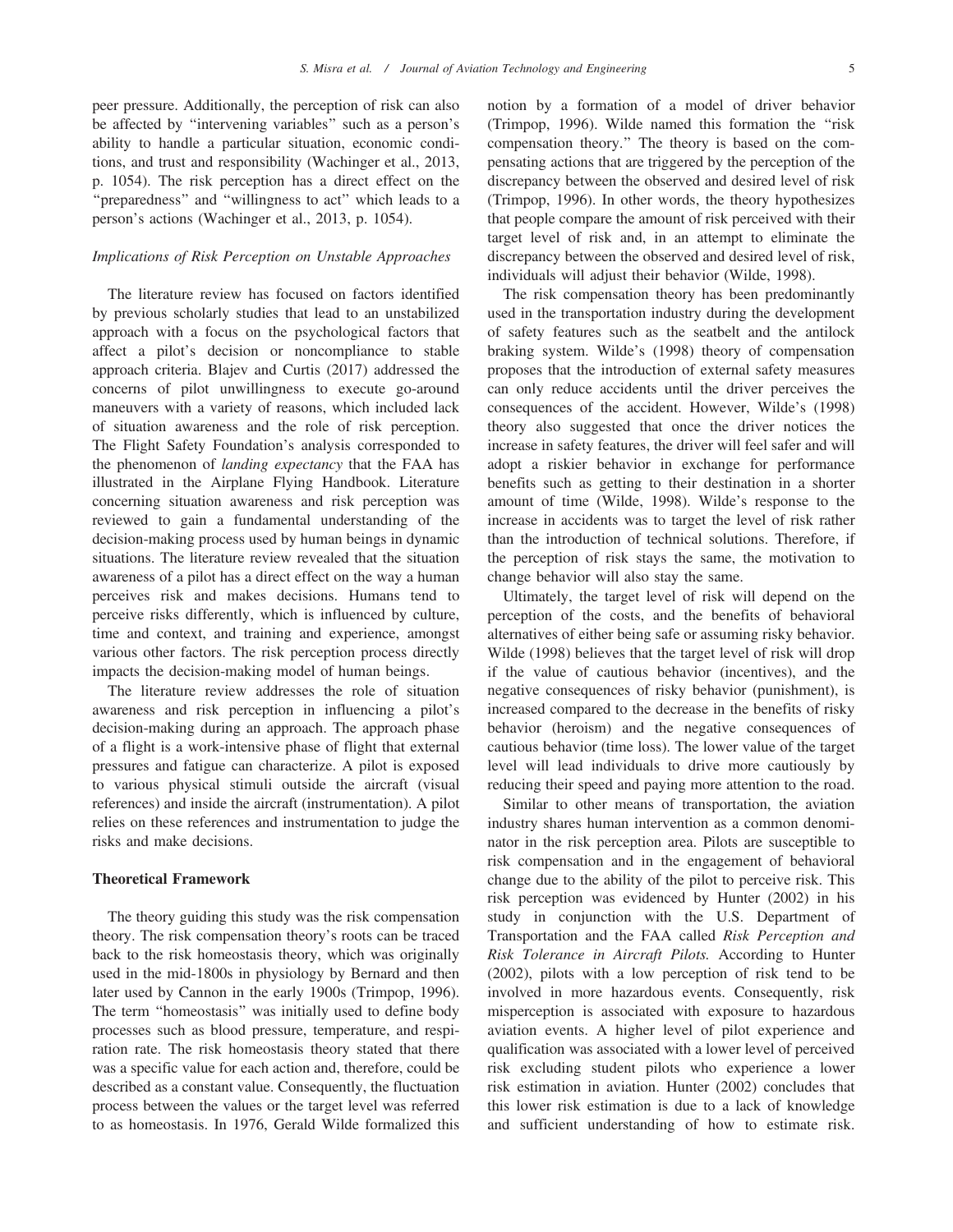peer pressure. Additionally, the perception of risk can also be affected by "intervening variables" such as a person's ability to handle a particular situation, economic conditions, and trust and responsibility (Wachinger et al., 2013, p. 1054). The risk perception has a direct effect on the "preparedness" and "willingness to act" which leads to a person's actions (Wachinger et al., 2013, p. 1054).

### *Implications of Risk Perception on Unstable Approaches*

The literature review has focused on factors identified by previous scholarly studies that lead to an unstabilized approach with a focus on the psychological factors that affect a pilot's decision or noncompliance to stable approach criteria. Blajev and Curtis (2017) addressed the concerns of pilot unwillingness to execute go-around maneuvers with a variety of reasons, which included lack of situation awareness and the role of risk perception. The Flight Safety Foundation's analysis corresponded to the phenomenon of *landing expectancy* that the FAA has illustrated in the Airplane Flying Handbook. Literature concerning situation awareness and risk perception was reviewed to gain a fundamental understanding of the decision-making process used by human beings in dynamic situations. The literature review revealed that the situation awareness of a pilot has a direct effect on the way a human perceives risk and makes decisions. Humans tend to perceive risks differently, which is influenced by culture, time and context, and training and experience, amongst various other factors. The risk perception process directly impacts the decision-making model of human beings.

The literature review addresses the role of situation awareness and risk perception in influencing a pilot's decision-making during an approach. The approach phase of a flight is a work-intensive phase of flight that external pressures and fatigue can characterize. A pilot is exposed to various physical stimuli outside the aircraft (visual references) and inside the aircraft (instrumentation). A pilot relies on these references and instrumentation to judge the risks and make decisions.

## Theoretical Framework

The theory guiding this study was the risk compensation theory. The risk compensation theory's roots can be traced back to the risk homeostasis theory, which was originally used in the mid-1800s in physiology by Bernard and then later used by Cannon in the early 1900s (Trimpop, 1996). The term "homeostasis" was initially used to define body processes such as blood pressure, temperature, and respiration rate. The risk homeostasis theory stated that there was a specific value for each action and, therefore, could be described as a constant value. Consequently, the fluctuation process between the values or the target level was referred to as homeostasis. In 1976, Gerald Wilde formalized this notion by a formation of a model of driver behavior (Trimpop, 1996). Wilde named this formation the "risk compensation theory." The theory is based on the compensating actions that are triggered by the perception of the discrepancy between the observed and desired level of risk (Trimpop, 1996). In other words, the theory hypothesizes that people compare the amount of risk perceived with their target level of risk and, in an attempt to eliminate the discrepancy between the observed and desired level of risk, individuals will adjust their behavior (Wilde, 1998).

The risk compensation theory has been predominantly used in the transportation industry during the development of safety features such as the seatbelt and the antilock braking system. Wilde's (1998) theory of compensation proposes that the introduction of external safety measures can only reduce accidents until the driver perceives the consequences of the accident. However, Wilde's (1998) theory also suggested that once the driver notices the increase in safety features, the driver will feel safer and will adopt a riskier behavior in exchange for performance benefits such as getting to their destination in a shorter amount of time (Wilde, 1998). Wilde's response to the increase in accidents was to target the level of risk rather than the introduction of technical solutions. Therefore, if the perception of risk stays the same, the motivation to change behavior will also stay the same.

Ultimately, the target level of risk will depend on the perception of the costs, and the benefits of behavioral alternatives of either being safe or assuming risky behavior. Wilde (1998) believes that the target level of risk will drop if the value of cautious behavior (incentives), and the negative consequences of risky behavior (punishment), is increased compared to the decrease in the benefits of risky behavior (heroism) and the negative consequences of cautious behavior (time loss). The lower value of the target level will lead individuals to drive more cautiously by reducing their speed and paying more attention to the road.

Similar to other means of transportation, the aviation industry shares human intervention as a common denominator in the risk perception area. Pilots are susceptible to risk compensation and in the engagement of behavioral change due to the ability of the pilot to perceive risk. This risk perception was evidenced by Hunter (2002) in his study in conjunction with the U.S. Department of Transportation and the FAA called *Risk Perception and Risk Tolerance in Aircraft Pilots.* According to Hunter (2002), pilots with a low perception of risk tend to be involved in more hazardous events. Consequently, risk misperception is associated with exposure to hazardous aviation events. A higher level of pilot experience and qualification was associated with a lower level of perceived risk excluding student pilots who experience a lower risk estimation in aviation. Hunter (2002) concludes that this lower risk estimation is due to a lack of knowledge and sufficient understanding of how to estimate risk.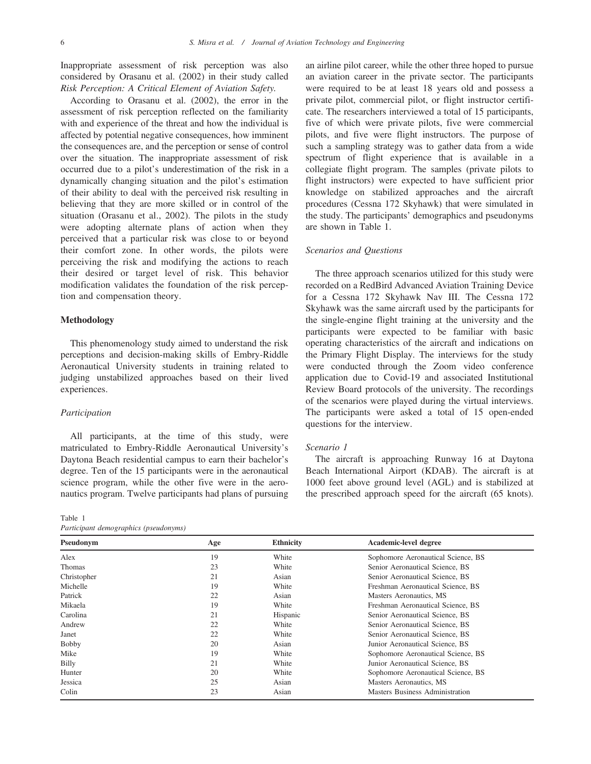Inappropriate assessment of risk perception was also considered by Orasanu et al. (2002) in their study called *Risk Perception: A Critical Element of Aviation Safety.*

According to Orasanu et al. (2002), the error in the assessment of risk perception reflected on the familiarity with and experience of the threat and how the individual is affected by potential negative consequences, how imminent the consequences are, and the perception or sense of control over the situation. The inappropriate assessment of risk occurred due to a pilot's underestimation of the risk in a dynamically changing situation and the pilot's estimation of their ability to deal with the perceived risk resulting in believing that they are more skilled or in control of the situation (Orasanu et al., 2002). The pilots in the study were adopting alternate plans of action when they perceived that a particular risk was close to or beyond their comfort zone. In other words, the pilots were perceiving the risk and modifying the actions to reach their desired or target level of risk. This behavior modification validates the foundation of the risk perception and compensation theory.

## Methodology

This phenomenology study aimed to understand the risk perceptions and decision-making skills of Embry-Riddle Aeronautical University students in training related to judging unstabilized approaches based on their lived experiences.

### *Participation*

All participants, at the time of this study, were matriculated to Embry-Riddle Aeronautical University's Daytona Beach residential campus to earn their bachelor's degree. Ten of the 15 participants were in the aeronautical science program, while the other five were in the aeronautics program. Twelve participants had plans of pursuing an airline pilot career, while the other three hoped to pursue an aviation career in the private sector. The participants were required to be at least 18 years old and possess a private pilot, commercial pilot, or flight instructor certificate. The researchers interviewed a total of 15 participants, five of which were private pilots, five were commercial pilots, and five were flight instructors. The purpose of such a sampling strategy was to gather data from a wide spectrum of flight experience that is available in a collegiate flight program. The samples (private pilots to flight instructors) were expected to have sufficient prior knowledge on stabilized approaches and the aircraft procedures (Cessna 172 Skyhawk) that were simulated in the study. The participants' demographics and pseudonyms are shown in Table 1.

Table 1
*Participant demographics (pseudonyms)*

| Pseudonym | Age | Ethnicity | Academic-level degree |
|---|---|---|---|
| Alex | 19 | White | Sophomore Aeronautical Science, BS |
| Thomas | 23 | White | Senior Aeronautical Science, BS |
| Christopher | 21 | Asian | Senior Aeronautical Science, BS |
| Michelle | 19 | White | Freshman Aeronautical Science, BS |
| Patrick | 22 | Asian | Masters Aeronautics, MS |
| Mikaela | 19 | White | Freshman Aeronautical Science, BS |
| Carolina | 21 | Hispanic | Senior Aeronautical Science, BS |
| Andrew | 22 | White | Senior Aeronautical Science, BS |
| Janet | 22 | White | Senior Aeronautical Science, BS |
| Bobby | 20 | Asian | Junior Aeronautical Science, BS |
| Mike | 19 | White | Sophomore Aeronautical Science, BS |
| Billy | 21 | White | Junior Aeronautical Science, BS |
| Hunter | 20 | White | Sophomore Aeronautical Science, BS |
| Jessica | 25 | Asian | Masters Aeronautics, MS |
| Colin | 23 | Asian | Masters Business Administration |

### *Scenarios and Questions*

The three approach scenarios utilized for this study were recorded on a RedBird Advanced Aviation Training Device for a Cessna 172 Skyhawk Nav III. The Cessna 172 Skyhawk was the same aircraft used by the participants for the single-engine flight training at the university and the participants were expected to be familiar with basic operating characteristics of the aircraft and indications on the Primary Flight Display. The interviews for the study were conducted through the Zoom video conference application due to Covid-19 and associated Institutional Review Board protocols of the university. The recordings of the scenarios were played during the virtual interviews. The participants were asked a total of 15 open-ended questions for the interview.

#### *Scenario 1*

The aircraft is approaching Runway 16 at Daytona Beach International Airport (KDAB). The aircraft is at 1000 feet above ground level (AGL) and is stabilized at the prescribed approach speed for the aircraft (65 knots).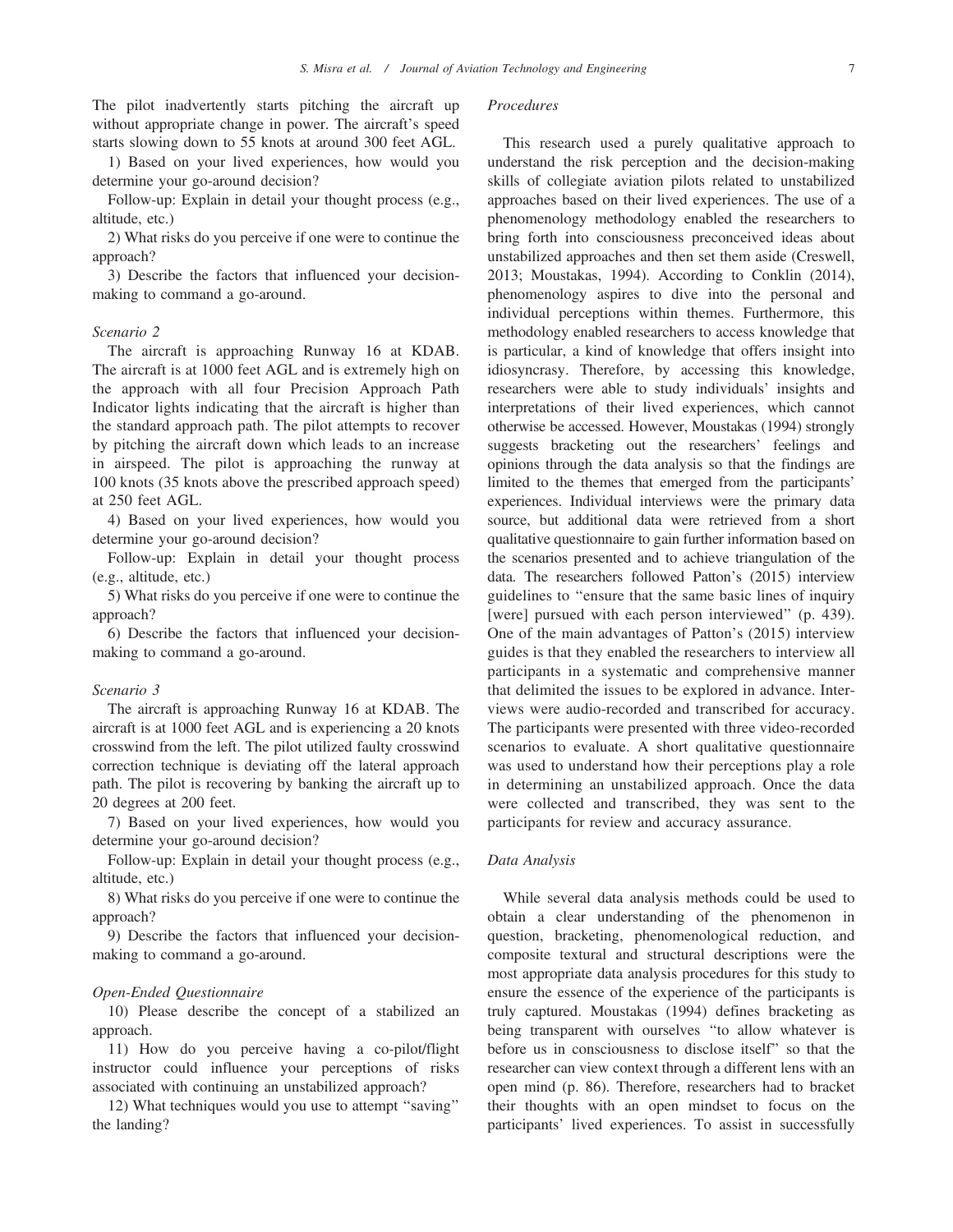The pilot inadvertently starts pitching the aircraft up without appropriate change in power. The aircraft's speed starts slowing down to 55 knots at around 300 feet AGL.

1) Based on your lived experiences, how would you determine your go-around decision?

Follow-up: Explain in detail your thought process (e.g., altitude, etc.)

2) What risks do you perceive if one were to continue the approach?

3) Describe the factors that influenced your decision-making to command a go-around.

*Scenario 2*

The aircraft is approaching Runway 16 at KDAB. The aircraft is at 1000 feet AGL and is extremely high on the approach with all four Precision Approach Path Indicator lights indicating that the aircraft is higher than the standard approach path. The pilot attempts to recover by pitching the aircraft down which leads to an increase in airspeed. The pilot is approaching the runway at 100 knots (35 knots above the prescribed approach speed) at 250 feet AGL.

4) Based on your lived experiences, how would you determine your go-around decision?

Follow-up: Explain in detail your thought process (e.g., altitude, etc.)

5) What risks do you perceive if one were to continue the approach?

6) Describe the factors that influenced your decision-making to command a go-around.

*Scenario 3*

The aircraft is approaching Runway 16 at KDAB. The aircraft is at 1000 feet AGL and is experiencing a 20 knots crosswind from the left. The pilot utilized faulty crosswind correction technique is deviating off the lateral approach path. The pilot is recovering by banking the aircraft up to 20 degrees at 200 feet.

7) Based on your lived experiences, how would you determine your go-around decision?

Follow-up: Explain in detail your thought process (e.g., altitude, etc.)

8) What risks do you perceive if one were to continue the approach?

9) Describe the factors that influenced your decision-making to command a go-around.

*Open-Ended Questionnaire*

10) Please describe the concept of a stabilized an approach.

11) How do you perceive having a co-pilot/flight instructor could influence your perceptions of risks associated with continuing an unstabilized approach?

12) What techniques would you use to attempt "saving" the landing?

*Procedures*

This research used a purely qualitative approach to understand the risk perception and the decision-making skills of collegiate aviation pilots related to unstabilized approaches based on their lived experiences. The use of a phenomenology methodology enabled the researchers to bring forth into consciousness preconceived ideas about unstabilized approaches and then set them aside (Creswell, 2013; Moustakas, 1994). According to Conklin (2014), phenomenology aspires to dive into the personal and individual perceptions within themes. Furthermore, this methodology enabled researchers to access knowledge that is particular, a kind of knowledge that offers insight into idiosyncrasy. Therefore, by accessing this knowledge, researchers were able to study individuals' insights and interpretations of their lived experiences, which cannot otherwise be accessed. However, Moustakas (1994) strongly suggests bracketing out the researchers' feelings and opinions through the data analysis so that the findings are limited to the themes that emerged from the participants' experiences. Individual interviews were the primary data source, but additional data were retrieved from a short qualitative questionnaire to gain further information based on the scenarios presented and to achieve triangulation of the data. The researchers followed Patton's (2015) interview guidelines to "ensure that the same basic lines of inquiry [were] pursued with each person interviewed" (p. 439). One of the main advantages of Patton's (2015) interview guides is that they enabled the researchers to interview all participants in a systematic and comprehensive manner that delimited the issues to be explored in advance. Interviews were audio-recorded and transcribed for accuracy. The participants were presented with three video-recorded scenarios to evaluate. A short qualitative questionnaire was used to understand how their perceptions play a role in determining an unstabilized approach. Once the data were collected and transcribed, they was sent to the participants for review and accuracy assurance.

*Data Analysis*

While several data analysis methods could be used to obtain a clear understanding of the phenomenon in question, bracketing, phenomenological reduction, and composite textural and structural descriptions were the most appropriate data analysis procedures for this study to ensure the essence of the experience of the participants is truly captured. Moustakas (1994) defines bracketing as being transparent with ourselves "to allow whatever is before us in consciousness to disclose itself" so that the researcher can view context through a different lens with an open mind (p. 86). Therefore, researchers had to bracket their thoughts with an open mindset to focus on the participants' lived experiences. To assist in successfully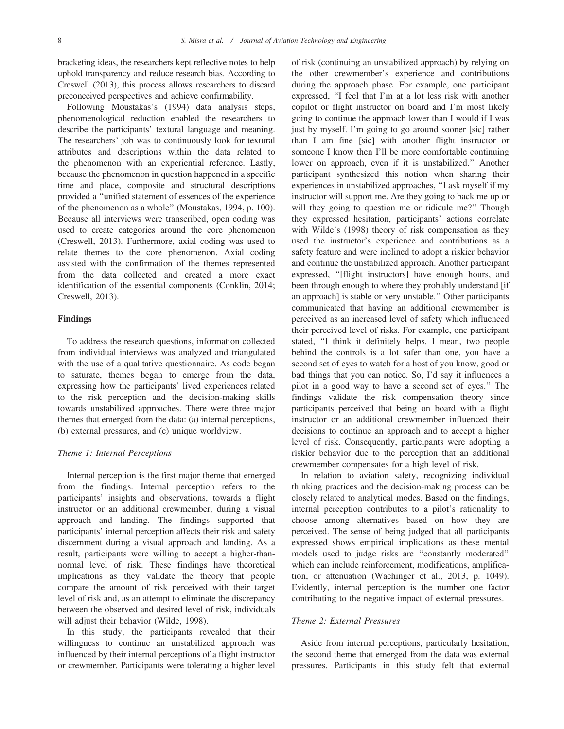bracketing ideas, the researchers kept reflective notes to help uphold transparency and reduce research bias. According to Creswell (2013), this process allows researchers to discard preconceived perspectives and achieve confirmability.

Following Moustakas's (1994) data analysis steps, phenomenological reduction enabled the researchers to describe the participants' textural language and meaning. The researchers' job was to continuously look for textural attributes and descriptions within the data related to the phenomenon with an experiential reference. Lastly, because the phenomenon in question happened in a specific time and place, composite and structural descriptions provided a "unified statement of essences of the experience of the phenomenon as a whole" (Moustakas, 1994, p. 100). Because all interviews were transcribed, open coding was used to create categories around the core phenomenon (Creswell, 2013). Furthermore, axial coding was used to relate themes to the core phenomenon. Axial coding assisted with the confirmation of the themes represented from the data collected and created a more exact identification of the essential components (Conklin, 2014; Creswell, 2013).

## Findings

To address the research questions, information collected from individual interviews was analyzed and triangulated with the use of a qualitative questionnaire. As code began to saturate, themes began to emerge from the data, expressing how the participants' lived experiences related to the risk perception and the decision-making skills towards unstabilized approaches. There were three major themes that emerged from the data: (a) internal perceptions, (b) external pressures, and (c) unique worldview.

### *Theme 1: Internal Perceptions*

Internal perception is the first major theme that emerged from the findings. Internal perception refers to the participants' insights and observations, towards a flight instructor or an additional crewmember, during a visual approach and landing. The findings supported that participants' internal perception affects their risk and safety discernment during a visual approach and landing. As a result, participants were willing to accept a higher-than-normal level of risk. These findings have theoretical implications as they validate the theory that people compare the amount of risk perceived with their target level of risk and, as an attempt to eliminate the discrepancy between the observed and desired level of risk, individuals will adjust their behavior (Wilde, 1998).

In this study, the participants revealed that their willingness to continue an unstabilized approach was influenced by their internal perceptions of a flight instructor or crewmember. Participants were tolerating a higher level of risk (continuing an unstabilized approach) by relying on the other crewmember's experience and contributions during the approach phase. For example, one participant expressed, "I feel that I'm at a lot less risk with another copilot or flight instructor on board and I'm most likely going to continue the approach lower than I would if I was just by myself. I'm going to go around sooner [sic] rather than I am fine [sic] with another flight instructor or someone I know then I'll be more comfortable continuing lower on approach, even if it is unstabilized." Another participant synthesized this notion when sharing their experiences in unstabilized approaches, "I ask myself if my instructor will support me. Are they going to back me up or will they going to question me or ridicule me?" Though they expressed hesitation, participants' actions correlate with Wilde's (1998) theory of risk compensation as they used the instructor's experience and contributions as a safety feature and were inclined to adopt a riskier behavior and continue the unstabilized approach. Another participant expressed, "[flight instructors] have enough hours, and been through enough to where they probably understand [if an approach] is stable or very unstable." Other participants communicated that having an additional crewmember is perceived as an increased level of safety which influenced their perceived level of risks. For example, one participant stated, "I think it definitely helps. I mean, two people behind the controls is a lot safer than one, you have a second set of eyes to watch for a host of you know, good or bad things that you can notice. So, I'd say it influences a pilot in a good way to have a second set of eyes." The findings validate the risk compensation theory since participants perceived that being on board with a flight instructor or an additional crewmember influenced their decisions to continue an approach and to accept a higher level of risk. Consequently, participants were adopting a riskier behavior due to the perception that an additional crewmember compensates for a high level of risk.

In relation to aviation safety, recognizing individual thinking practices and the decision-making process can be closely related to analytical modes. Based on the findings, internal perception contributes to a pilot's rationality to choose among alternatives based on how they are perceived. The sense of being judged that all participants expressed shows empirical implications as these mental models used to judge risks are "constantly moderated" which can include reinforcement, modifications, amplification, or attenuation (Wachinger et al., 2013, p. 1049). Evidently, internal perception is the number one factor contributing to the negative impact of external pressures.

### *Theme 2: External Pressures*

Aside from internal perceptions, particularly hesitation, the second theme that emerged from the data was external pressures. Participants in this study felt that external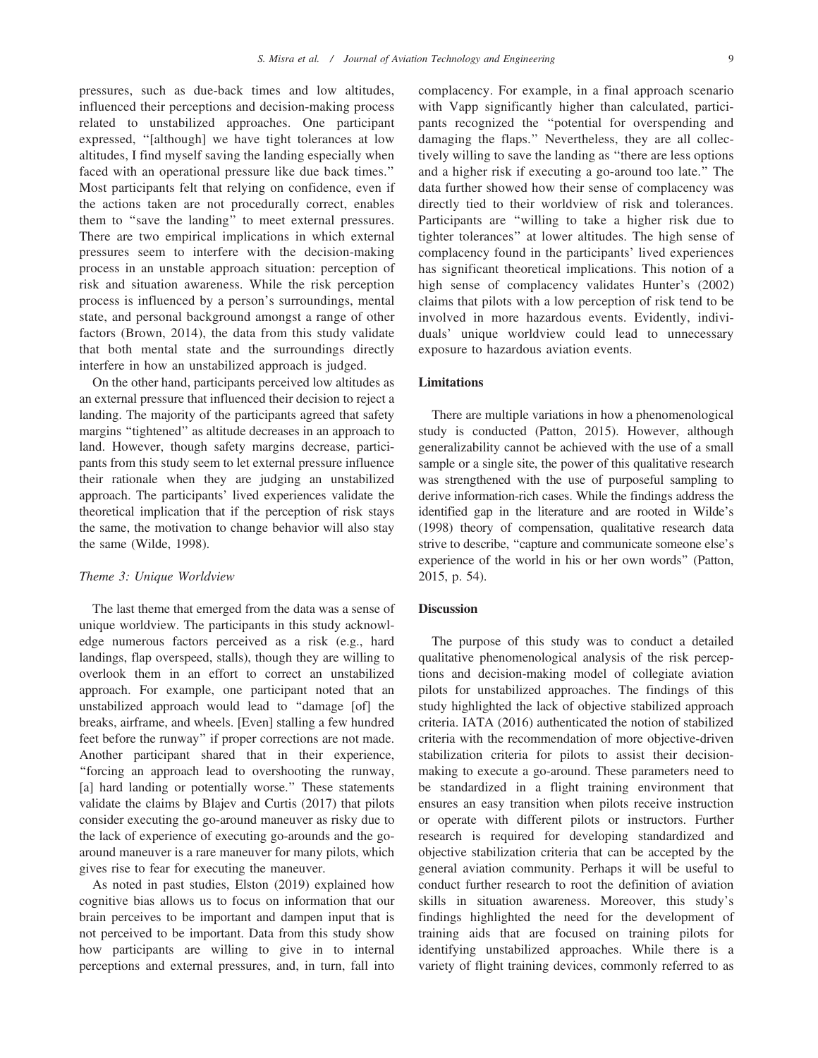pressures, such as due-back times and low altitudes, influenced their perceptions and decision-making process related to unstabilized approaches. One participant expressed, "[although] we have tight tolerances at low altitudes, I find myself saving the landing especially when faced with an operational pressure like due back times." Most participants felt that relying on confidence, even if the actions taken are not procedurally correct, enables them to "save the landing" to meet external pressures. There are two empirical implications in which external pressures seem to interfere with the decision-making process in an unstable approach situation: perception of risk and situation awareness. While the risk perception process is influenced by a person's surroundings, mental state, and personal background amongst a range of other factors (Brown, 2014), the data from this study validate that both mental state and the surroundings directly interfere in how an unstabilized approach is judged.

On the other hand, participants perceived low altitudes as an external pressure that influenced their decision to reject a landing. The majority of the participants agreed that safety margins "tightened" as altitude decreases in an approach to land. However, though safety margins decrease, participants from this study seem to let external pressure influence their rationale when they are judging an unstabilized approach. The participants' lived experiences validate the theoretical implication that if the perception of risk stays the same, the motivation to change behavior will also stay the same (Wilde, 1998).

### *Theme 3: Unique Worldview*

The last theme that emerged from the data was a sense of unique worldview. The participants in this study acknowledge numerous factors perceived as a risk (e.g., hard landings, flap overspeed, stalls), though they are willing to overlook them in an effort to correct an unstabilized approach. For example, one participant noted that an unstabilized approach would lead to "damage [of] the breaks, airframe, and wheels. [Even] stalling a few hundred feet before the runway" if proper corrections are not made. Another participant shared that in their experience, "forcing an approach lead to overshooting the runway, [a] hard landing or potentially worse." These statements validate the claims by Blajev and Curtis (2017) that pilots consider executing the go-around maneuver as risky due to the lack of experience of executing go-arounds and the go-around maneuver is a rare maneuver for many pilots, which gives rise to fear for executing the maneuver.

As noted in past studies, Elston (2019) explained how cognitive bias allows us to focus on information that our brain perceives to be important and dampen input that is not perceived to be important. Data from this study show how participants are willing to give in to internal perceptions and external pressures, and, in turn, fall into complacency. For example, in a final approach scenario with Vapp significantly higher than calculated, participants recognized the "potential for overspending and damaging the flaps." Nevertheless, they are all collectively willing to save the landing as "there are less options and a higher risk if executing a go-around too late." The data further showed how their sense of complacency was directly tied to their worldview of risk and tolerances. Participants are "willing to take a higher risk due to tighter tolerances" at lower altitudes. The high sense of complacency found in the participants' lived experiences has significant theoretical implications. This notion of a high sense of complacency validates Hunter's (2002) claims that pilots with a low perception of risk tend to be involved in more hazardous events. Evidently, individuals' unique worldview could lead to unnecessary exposure to hazardous aviation events.

## Limitations

There are multiple variations in how a phenomenological study is conducted (Patton, 2015). However, although generalizability cannot be achieved with the use of a small sample or a single site, the power of this qualitative research was strengthened with the use of purposeful sampling to derive information-rich cases. While the findings address the identified gap in the literature and are rooted in Wilde's (1998) theory of compensation, qualitative research data strive to describe, "capture and communicate someone else's experience of the world in his or her own words" (Patton, 2015, p. 54).

## Discussion

The purpose of this study was to conduct a detailed qualitative phenomenological analysis of the risk perceptions and decision-making model of collegiate aviation pilots for unstabilized approaches. The findings of this study highlighted the lack of objective stabilized approach criteria. IATA (2016) authenticated the notion of stabilized criteria with the recommendation of more objective-driven stabilization criteria for pilots to assist their decision-making to execute a go-around. These parameters need to be standardized in a flight training environment that ensures an easy transition when pilots receive instruction or operate with different pilots or instructors. Further research is required for developing standardized and objective stabilization criteria that can be accepted by the general aviation community. Perhaps it will be useful to conduct further research to root the definition of aviation skills in situation awareness. Moreover, this study's findings highlighted the need for the development of training aids that are focused on training pilots for identifying unstabilized approaches. While there is a variety of flight training devices, commonly referred to as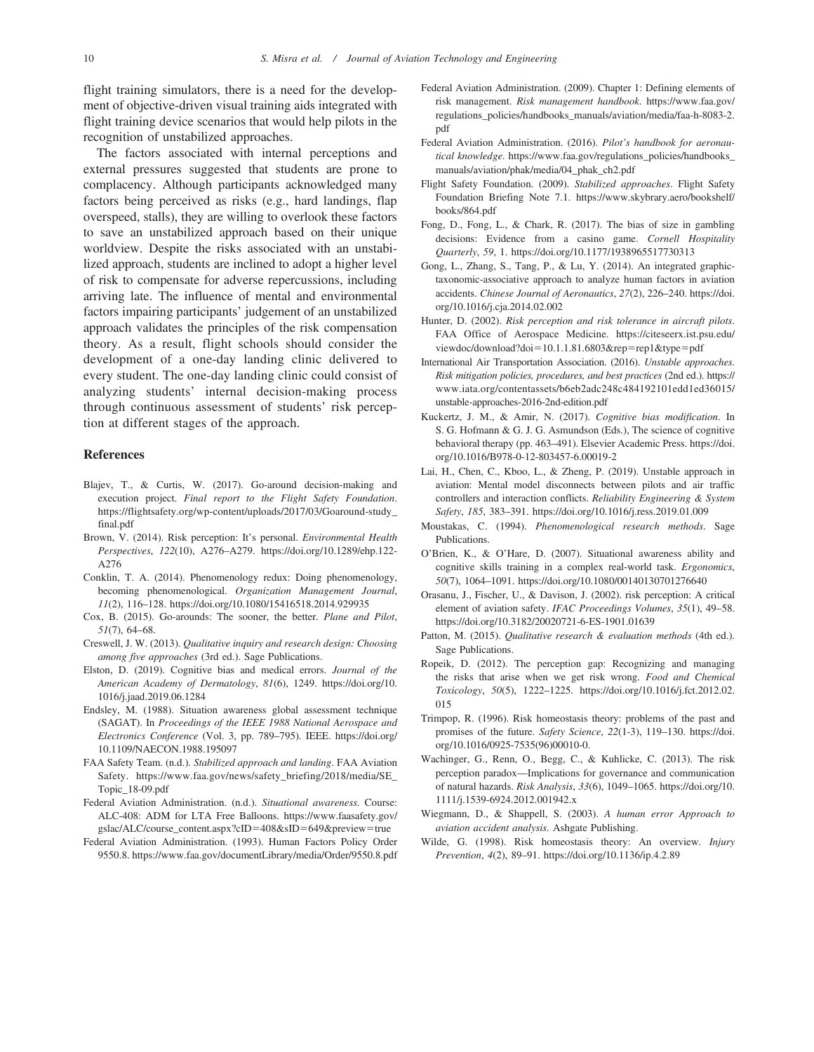flight training simulators, there is a need for the development of objective-driven visual training aids integrated with flight training device scenarios that would help pilots in the recognition of unstabilized approaches.

The factors associated with internal perceptions and external pressures suggested that students are prone to complacency. Although participants acknowledged many factors being perceived as risks (e.g., hard landings, flap overspeed, stalls), they are willing to overlook these factors to save an unstabilized approach based on their unique worldview. Despite the risks associated with an unstabilized approach, students are inclined to adopt a higher level of risk to compensate for adverse repercussions, including arriving late. The influence of mental and environmental factors impairing participants' judgement of an unstabilized approach validates the principles of the risk compensation theory. As a result, flight schools should consider the development of a one-day landing clinic delivered to every student. The one-day landing clinic could consist of analyzing students' internal decision-making process through continuous assessment of students' risk perception at different stages of the approach.

## References

Blajev, T., & Curtis, W. (2017). Go-around decision-making and execution project. *Final report to the Flight Safety Foundation*. https://flightsafety.org/wp-content/uploads/2017/03/Goaround-study_final.pdf

Brown, V. (2014). Risk perception: It's personal. *Environmental Health Perspectives*, *122*(10), A276–A279. https://doi.org/10.1289/ehp.122-A276

Conklin, T. A. (2014). Phenomenology redux: Doing phenomenology, becoming phenomenological. *Organization Management Journal*, *11*(2), 116–128. https://doi.org/10.1080/15416518.2014.929935

Cox, B. (2015). Go-arounds: The sooner, the better. *Plane and Pilot*, *51*(7), 64–68.

Creswell, J. W. (2013). *Qualitative inquiry and research design: Choosing among five approaches* (3rd ed.). Sage Publications.

Elston, D. (2019). Cognitive bias and medical errors. *Journal of the American Academy of Dermatology*, *81*(6), 1249. https://doi.org/10.1016/j.jaad.2019.06.1284

Endsley, M. (1988). Situation awareness global assessment technique (SAGAT). In *Proceedings of the IEEE 1988 National Aerospace and Electronics Conference* (Vol. 3, pp. 789–795). IEEE. https://doi.org/10.1109/NAECON.1988.195097

FAA Safety Team. (n.d.). *Stabilized approach and landing*. FAA Aviation Safety. https://www.faa.gov/news/safety_briefing/2018/media/SE_Topic_18-09.pdf

Federal Aviation Administration. (n.d.). *Situational awareness.* Course: ALC-408: ADM for LTA Free Balloons. https://www.faasafety.gov/gslac/ALC/course_content.aspx?cID=408&sID=649&preview=true

Federal Aviation Administration. (1993). Human Factors Policy Order 9550.8. https://www.faa.gov/documentLibrary/media/Order/9550.8.pdf

Federal Aviation Administration. (2009). Chapter 1: Defining elements of risk management. *Risk management handbook*. https://www.faa.gov/regulations_policies/handbooks_manuals/aviation/media/faa-h-8083-2.pdf

Federal Aviation Administration. (2016). *Pilot's handbook for aeronautical knowledge*. https://www.faa.gov/regulations_policies/handbooks_manuals/aviation/phak/media/04_phak_ch2.pdf

Flight Safety Foundation. (2009). *Stabilized approaches*. Flight Safety Foundation Briefing Note 7.1. https://www.skybrary.aero/bookshelf/books/864.pdf

Fong, D., Fong, L., & Chark, R. (2017). The bias of size in gambling decisions: Evidence from a casino game. *Cornell Hospitality Quarterly*, *59*, 1. https://doi.org/10.1177/1938965517730313

Gong, L., Zhang, S., Tang, P., & Lu, Y. (2014). An integrated graphic-taxonomic-associative approach to analyze human factors in aviation accidents. *Chinese Journal of Aeronautics*, *27*(2), 226–240. https://doi.org/10.1016/j.cja.2014.02.002

Hunter, D. (2002). *Risk perception and risk tolerance in aircraft pilots*. FAA Office of Aerospace Medicine. https://citeseerx.ist.psu.edu/viewdoc/download?doi=10.1.1.81.6803&rep=rep1&type=pdf

International Air Transportation Association. (2016). *Unstable approaches. Risk mitigation policies, procedures, and best practices* (2nd ed.). https://www.iata.org/contentassets/b6eb2adc248c484192101edd1ed36015/unstable-approaches-2016-2nd-edition.pdf

Kuckertz, J. M., & Amir, N. (2017). *Cognitive bias modification*. In S. G. Hofmann & G. J. G. Asmundson (Eds.), The science of cognitive behavioral therapy (pp. 463–491). Elsevier Academic Press. https://doi.org/10.1016/B978-0-12-803457-6.00019-2

Lai, H., Chen, C., Kboo, L., & Zheng, P. (2019). Unstable approach in aviation: Mental model disconnects between pilots and air traffic controllers and interaction conflicts. *Reliability Engineering & System Safety*, *185*, 383–391. https://doi.org/10.1016/j.ress.2019.01.009

Moustakas, C. (1994). *Phenomenological research methods*. Sage Publications.

O'Brien, K., & O'Hare, D. (2007). Situational awareness ability and cognitive skills training in a complex real-world task. *Ergonomics*, *50*(7), 1064–1091. https://doi.org/10.1080/00140130701276640

Orasanu, J., Fischer, U., & Davison, J. (2002). risk perception: A critical element of aviation safety. *IFAC Proceedings Volumes*, *35*(1), 49–58. https://doi.org/10.3182/20020721-6-ES-1901.01639

Patton, M. (2015). *Qualitative research & evaluation methods* (4th ed.). Sage Publications.

Ropeik, D. (2012). The perception gap: Recognizing and managing the risks that arise when we get risk wrong. *Food and Chemical Toxicology*, *50*(5), 1222–1225. https://doi.org/10.1016/j.fct.2012.02.015

Trimpop, R. (1996). Risk homeostasis theory: problems of the past and promises of the future. *Safety Science*, *22*(1-3), 119–130. https://doi.org/10.1016/0925-7535(96)00010-0.

Wachinger, G., Renn, O., Begg, C., & Kuhlicke, C. (2013). The risk perception paradox—Implications for governance and communication of natural hazards. *Risk Analysis*, *33*(6), 1049–1065. https://doi.org/10.1111/j.1539-6924.2012.001942.x

Wiegmann, D., & Shappell, S. (2003). *A human error Approach to aviation accident analysis*. Ashgate Publishing.

Wilde, G. (1998). Risk homeostasis theory: An overview. *Injury Prevention*, *4*(2), 89–91. https://doi.org/10.1136/ip.4.2.89